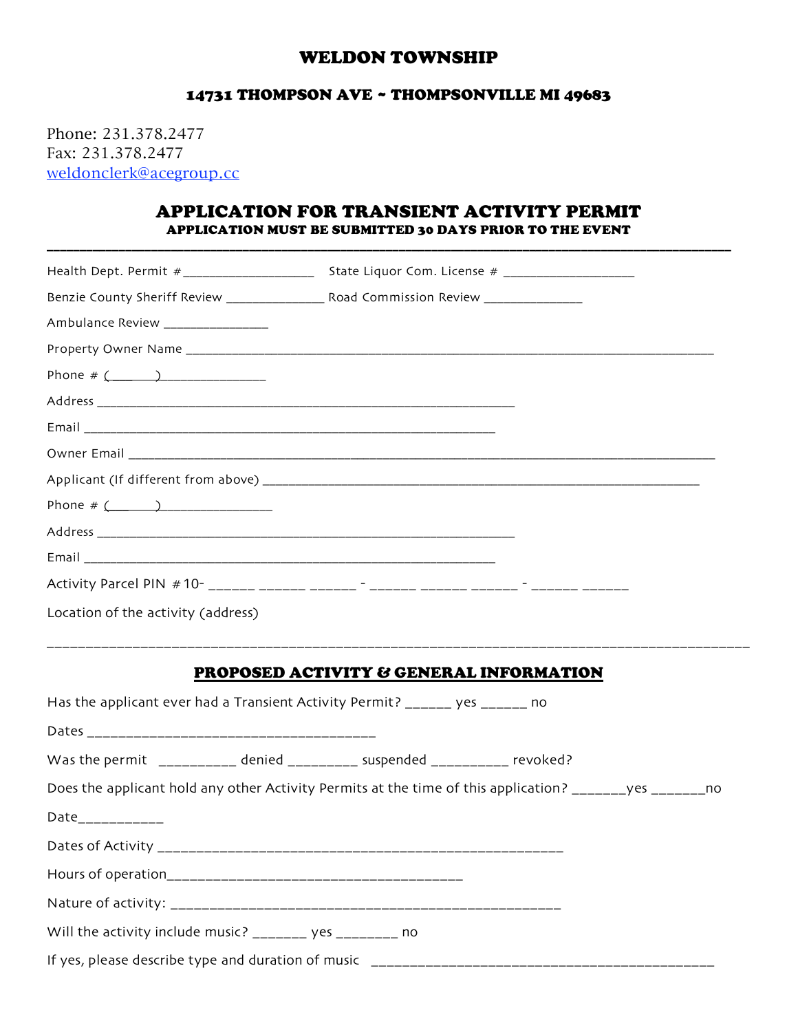# WELDON TOWNSHIP

### 14731 THOMPSON AVE ~ THOMPSONVILLE MI 49683

Phone: 231.378.2477
Fax: 231.378.2477
weldonclerk@acegroup.cc

## APPLICATION FOR TRANSIENT ACTIVITY PERMIT

**APPLICATION MUST BE SUBMITTED 30 DAYS PRIOR TO THE EVENT**

---

Health Dept. Permit #__________________ State Liquor Com. License # __________________

Benzie County Sheriff Review ______________ Road Commission Review ______________

Ambulance Review _______________

Property Owner Name ____________________________________________________________________________

Phone # (______)_______________

Address ______________________________________________________________

Email ____________________________________________________________

Owner Email _______________________________________________________________________________

Applicant (If different from above) _________________________________________________________________

Phone # (______)________________

Address ______________________________________________________________

Email ____________________________________________________________

Activity Parcel PIN #10- ______ ______ ______ - ______ ______ ______ - ______ ______

Location of the activity (address)

_______________________________________________________________________________________________

## PROPOSED ACTIVITY & GENERAL INFORMATION

Has the applicant ever had a Transient Activity Permit? ______ yes ______ no

Dates ______________________________________

Was the permit __________ denied _________ suspended __________ revoked?

Does the applicant hold any other Activity Permits at the time of this application? _______yes _______no

Date___________

Dates of Activity ______________________________________________________

Hours of operation______________________________________

Nature of activity: ___________________________________________________

Will the activity include music? _______ yes ________ no

If yes, please describe type and duration of music _____________________________________________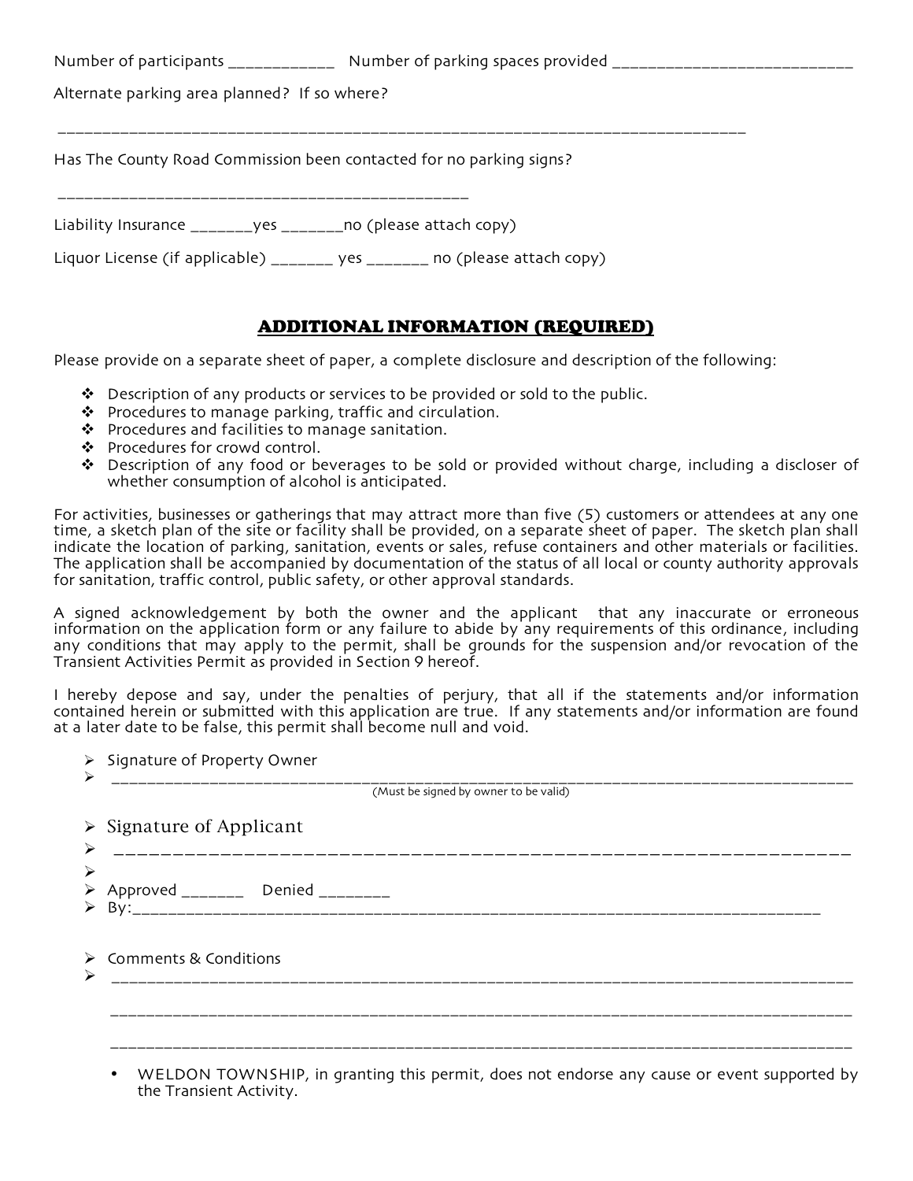Number of participants ___________ Number of parking spaces provided ___________________________

Alternate parking area planned? If so where?

_______________________________________________________________________________

Has The County Road Commission been contacted for no parking signs?

_______________________________________________

Liability Insurance _______yes _______no (please attach copy)

Liquor License (if applicable) _______ yes _______ no (please attach copy)

## ADDITIONAL INFORMATION (REQUIRED)

Please provide on a separate sheet of paper, a complete disclosure and description of the following:

- Description of any products or services to be provided or sold to the public.
- Procedures to manage parking, traffic and circulation.
- Procedures and facilities to manage sanitation.
- Procedures for crowd control.
- Description of any food or beverages to be sold or provided without charge, including a discloser of whether consumption of alcohol is anticipated.

For activities, businesses or gatherings that may attract more than five (5) customers or attendees at any one time, a sketch plan of the site or facility shall be provided, on a separate sheet of paper. The sketch plan shall indicate the location of parking, sanitation, events or sales, refuse containers and other materials or facilities. The application shall be accompanied by documentation of the status of all local or county authority approvals for sanitation, traffic control, public safety, or other approval standards.

A signed acknowledgement by both the owner and the applicant that any inaccurate or erroneous information on the application form or any failure to abide by any requirements of this ordinance, including any conditions that may apply to the permit, shall be grounds for the suspension and/or revocation of the Transient Activities Permit as provided in Section 9 hereof.

I hereby depose and say, under the penalties of perjury, that all if the statements and/or information contained herein or submitted with this application are true. If any statements and/or information are found at a later date to be false, this permit shall become null and void.

- Signature of Property Owner
- _______________________________________________________________________________
  (Must be signed by owner to be valid)

- Signature of Applicant
- _______________________________________________________________________________
- 
- Approved _______ Denied ________
- By:_______________________________________________________________________________

- Comments & Conditions
- _______________________________________________________________________________

  _______________________________________________________________________________

  _______________________________________________________________________________

- WELDON TOWNSHIP, in granting this permit, does not endorse any cause or event supported by the Transient Activity.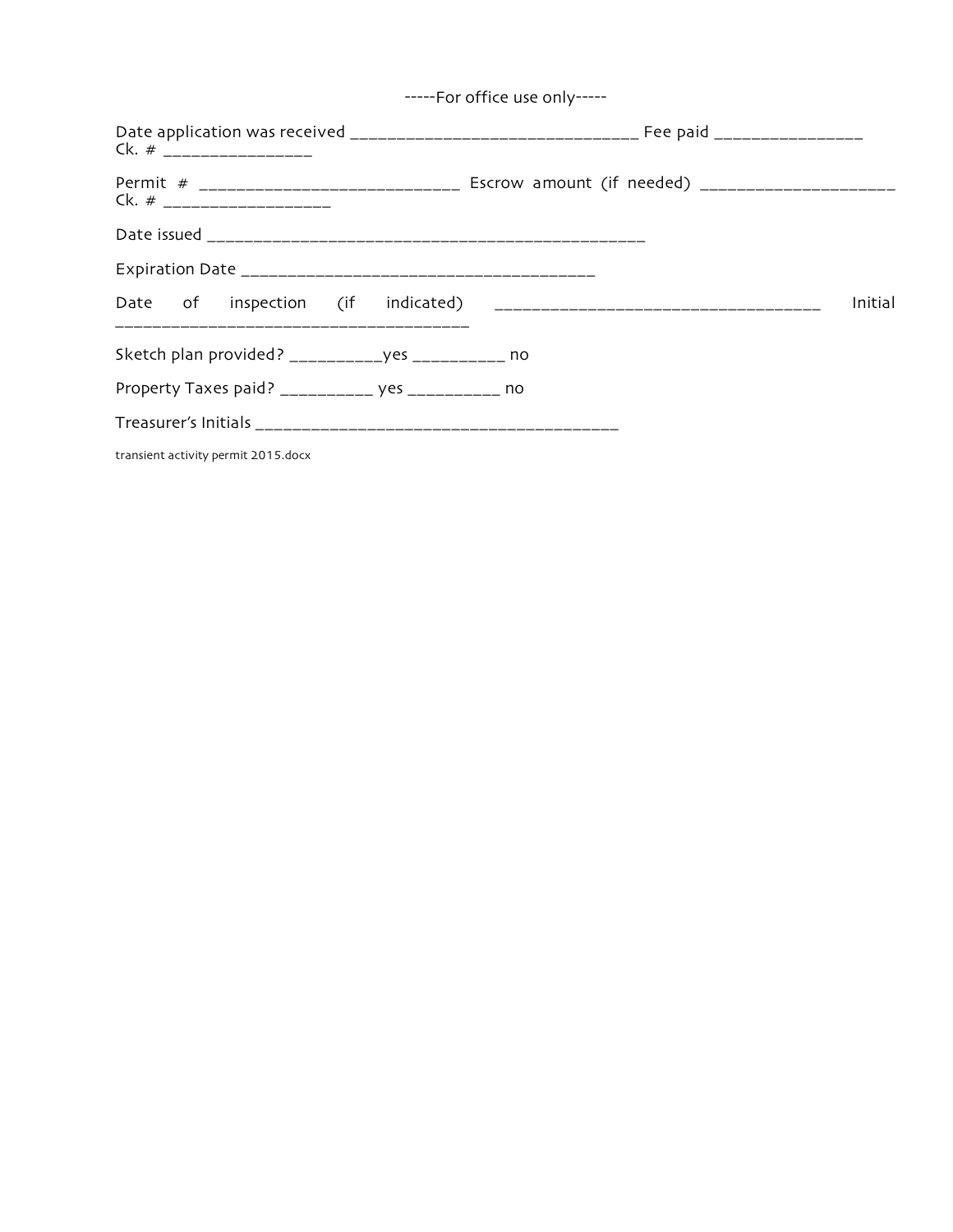-----For office use only-----

Date application was received ______________________________ Fee paid _______________ Ck. # _______________

Permit # ___________________________ Escrow amount (if needed) ____________________ Ck. # _________________

Date issued ______________________________________________

Expiration Date _____________________________________

Date of inspection (if indicated) __________________________________ Initial _____________________________________

Sketch plan provided? _________yes _________ no

Property Taxes paid? _________ yes _________ no

Treasurer's Initials _____________________________________

transient activity permit 2015.docx